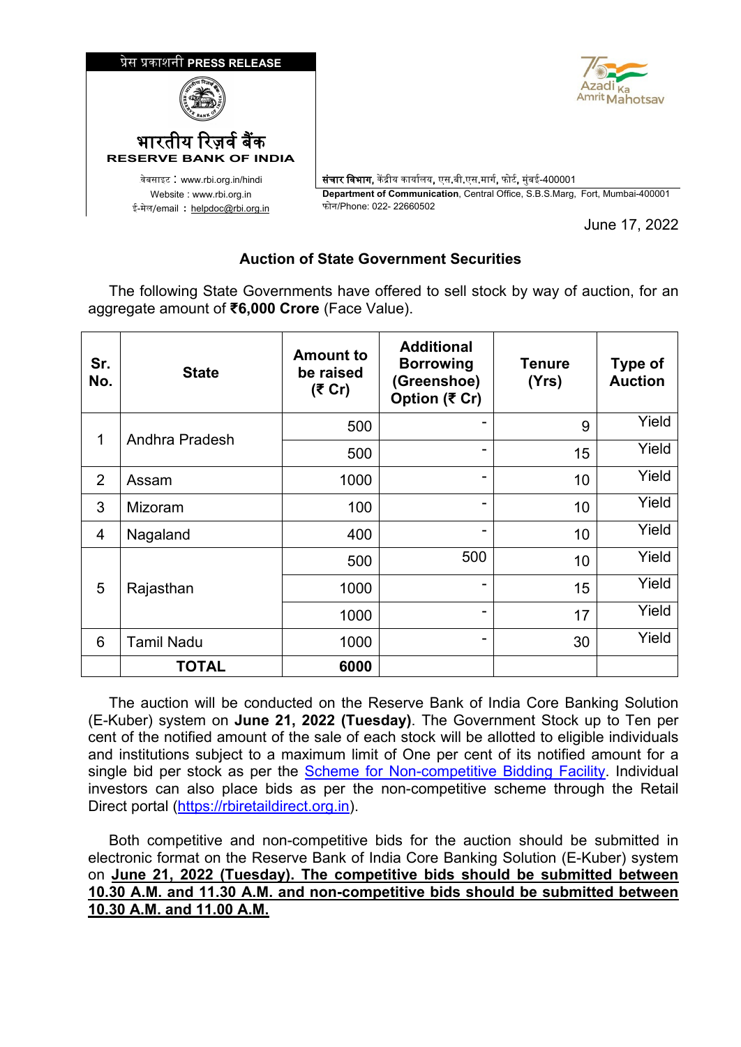प्रेस प्रकाशनी **PRESS RELEASE**

भारतीय रिज़र्व बैंक
**RESERVE BANK OF INDIA**

वेबसाइट : www.rbi.org.in/hindi
Website : www.rbi.org.in
ई-मेल/email : helpdoc@rbi.org.in

**संचार विभाग**, केंद्रीय कार्यालय, एस.बी.एस.मार्ग, फोर्ट, मुंबई-400001
**Department of Communication**, Central Office, S.B.S.Marg, Fort, Mumbai-400001
फोन/Phone: 022- 22660502

June 17, 2022

## Auction of State Government Securities

The following State Governments have offered to sell stock by way of auction, for an aggregate amount of **₹6,000 Crore** (Face Value).

| Sr. No. | State | Amount to be raised (₹ Cr) | Additional Borrowing (Greenshoe) Option (₹ Cr) | Tenure (Yrs) | Type of Auction |
|---|---|---|---|---|---|
| 1 | Andhra Pradesh | 500 | - | 9 | Yield |
| | | 500 | - | 15 | Yield |
| 2 | Assam | 1000 | - | 10 | Yield |
| 3 | Mizoram | 100 | - | 10 | Yield |
| 4 | Nagaland | 400 | - | 10 | Yield |
| 5 | Rajasthan | 500 | 500 | 10 | Yield |
| | | 1000 | - | 15 | Yield |
| | | 1000 | - | 17 | Yield |
| 6 | Tamil Nadu | 1000 | - | 30 | Yield |
| | **TOTAL** | **6000** | | | |

The auction will be conducted on the Reserve Bank of India Core Banking Solution (E-Kuber) system on **June 21, 2022 (Tuesday)**. The Government Stock up to Ten per cent of the notified amount of the sale of each stock will be allotted to eligible individuals and institutions subject to a maximum limit of One per cent of its notified amount for a single bid per stock as per the Scheme for Non-competitive Bidding Facility. Individual investors can also place bids as per the non-competitive scheme through the Retail Direct portal (https://rbiretaildirect.org.in).

Both competitive and non-competitive bids for the auction should be submitted in electronic format on the Reserve Bank of India Core Banking Solution (E-Kuber) system on **June 21, 2022 (Tuesday). The competitive bids should be submitted between 10.30 A.M. and 11.30 A.M. and non-competitive bids should be submitted between 10.30 A.M. and 11.00 A.M.**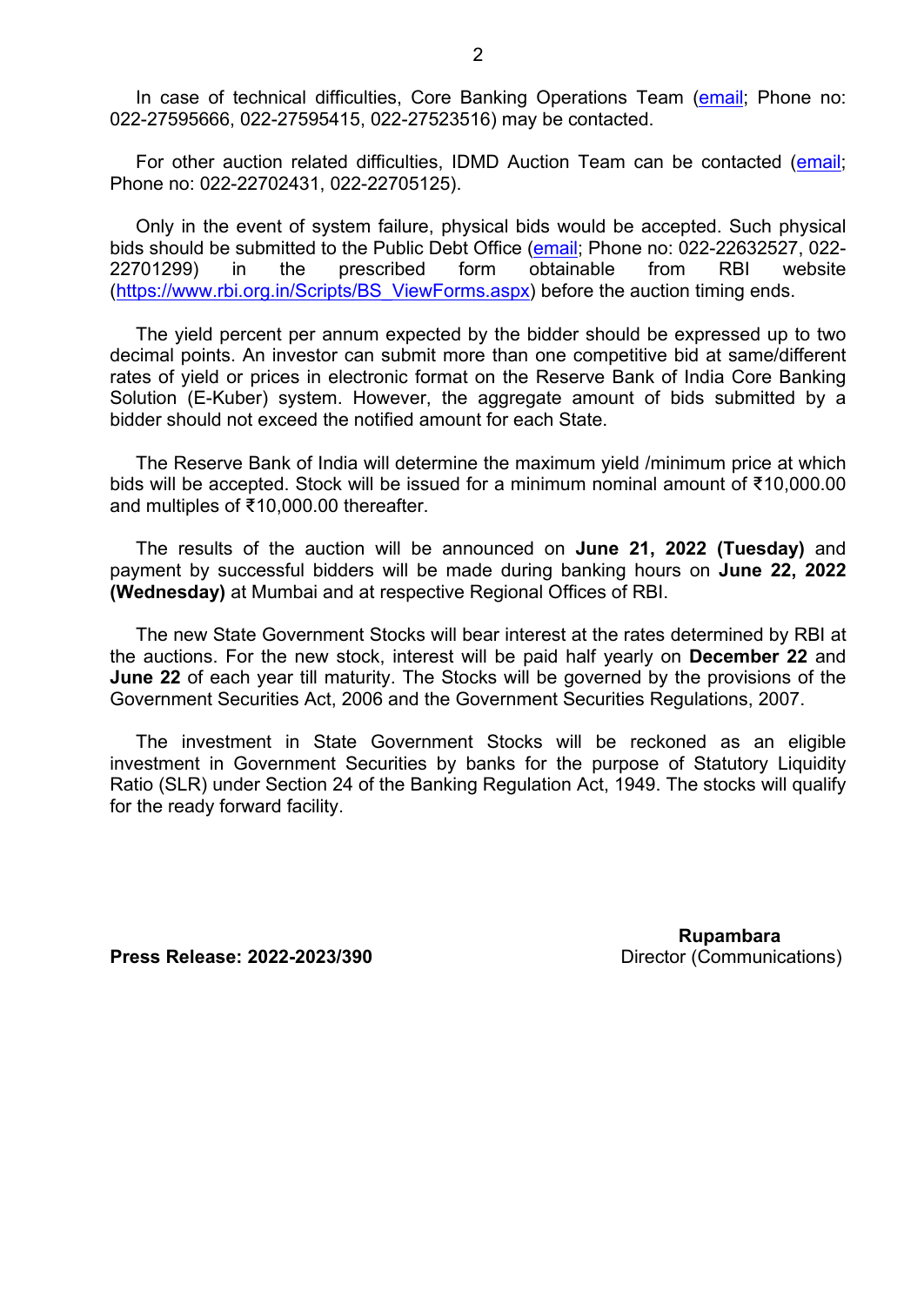In case of technical difficulties, Core Banking Operations Team (email; Phone no: 022-27595666, 022-27595415, 022-27523516) may be contacted.

For other auction related difficulties, IDMD Auction Team can be contacted (email; Phone no: 022-22702431, 022-22705125).

Only in the event of system failure, physical bids would be accepted. Such physical bids should be submitted to the Public Debt Office (email; Phone no: 022-22632527, 022-22701299) in the prescribed form obtainable from RBI website (https://www.rbi.org.in/Scripts/BS_ViewForms.aspx) before the auction timing ends.

The yield percent per annum expected by the bidder should be expressed up to two decimal points. An investor can submit more than one competitive bid at same/different rates of yield or prices in electronic format on the Reserve Bank of India Core Banking Solution (E-Kuber) system. However, the aggregate amount of bids submitted by a bidder should not exceed the notified amount for each State.

The Reserve Bank of India will determine the maximum yield /minimum price at which bids will be accepted. Stock will be issued for a minimum nominal amount of ₹10,000.00 and multiples of ₹10,000.00 thereafter.

The results of the auction will be announced on **June 21, 2022 (Tuesday)** and payment by successful bidders will be made during banking hours on **June 22, 2022 (Wednesday)** at Mumbai and at respective Regional Offices of RBI.

The new State Government Stocks will bear interest at the rates determined by RBI at the auctions. For the new stock, interest will be paid half yearly on **December 22** and **June 22** of each year till maturity. The Stocks will be governed by the provisions of the Government Securities Act, 2006 and the Government Securities Regulations, 2007.

The investment in State Government Stocks will be reckoned as an eligible investment in Government Securities by banks for the purpose of Statutory Liquidity Ratio (SLR) under Section 24 of the Banking Regulation Act, 1949. The stocks will qualify for the ready forward facility.

**Press Release: 2022-2023/390**

**Rupambara**
Director (Communications)